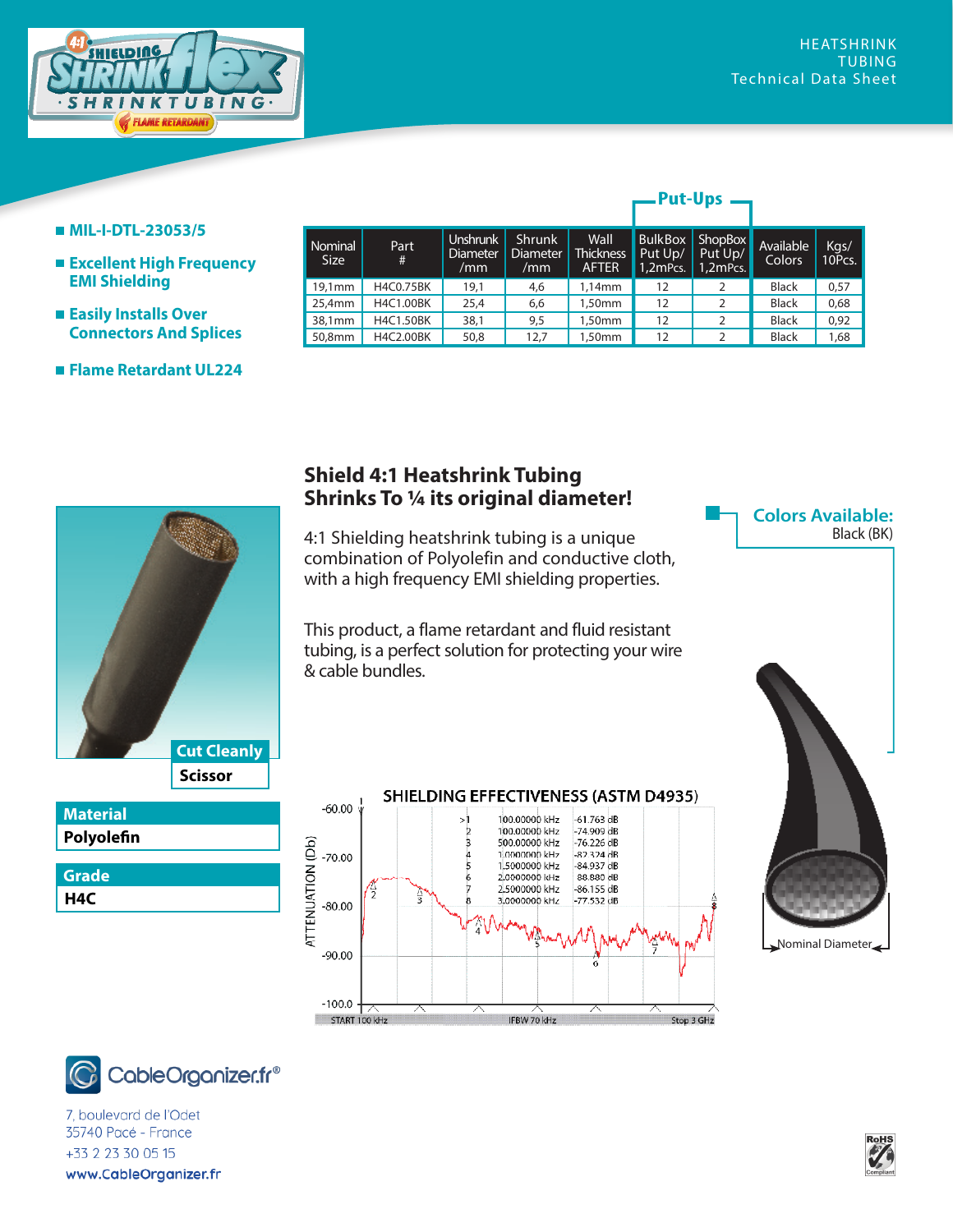HEATSHRINK TUBING
Technical Data Sheet

- MIL-I-DTL-23053/5
- Excellent High Frequency EMI Shielding
- Easily Installs Over Connectors And Splices
- Flame Retardant UL224

| Nominal Size | Part # | Unshrunk Diameter /mm | Shrunk Diameter /mm | Wall Thickness AFTER | Put-Ups: BulkBox Put Up/ 1,2mPcs. | Put-Ups: ShopBox Put Up/ 1,2mPcs. | Available Colors | Kgs/ 10Pcs. |
|---|---|---|---|---|---|---|---|---|
| 19,1mm | H4C0.75BK | 19,1 | 4,6 | 1,14mm | 12 | 2 | Black | 0,57 |
| 25,4mm | H4C1.00BK | 25,4 | 6,6 | 1,50mm | 12 | 2 | Black | 0,68 |
| 38,1mm | H4C1.50BK | 38,1 | 9,5 | 1,50mm | 12 | 2 | Black | 0,92 |
| 50,8mm | H4C2.00BK | 50,8 | 12,7 | 1,50mm | 12 | 2 | Black | 1,68 |

## Shield 4:1 Heatshrink Tubing
## Shrinks To ¼ its original diameter!

4:1 Shielding heatshrink tubing is a unique combination of Polyolefin and conductive cloth, with a high frequency EMI shielding properties.

This product, a flame retardant and fluid resistant tubing, is a perfect solution for protecting your wire & cable bundles.

**Colors Available:**
Black (BK)

**Cut Cleanly**
Scissor

**Material**
Polyolefin

**Grade**
H4C

SHIELDING EFFECTIVENESS (ASTM D4935)

| Marker | Frequency | Attenuation |
|---|---|---|
| 1 | 100.00000 kHz | -61.763 dB |
| 2 | 100.00000 kHz | -74.909 dB |
| 3 | 500.00000 kHz | -76.226 dB |
| 4 | 1.0000000 kHz | -82.324 dB |
| 5 | 1.5000000 kHz | -84.937 dB |
| 6 | 2.0000000 kHz | -88.880 dB |
| 7 | 2.5000000 kHz | -86.155 dB |
| 8 | 3.0000000 kHz | -77.532 dB |

ATTENUATION (Db) — START 100 kHz — IFBW 70 kHz — Stop 3 GHz

Nominal Diameter

CableOrganizer.fr®
7, boulevard de l'Odet
35740 Pacé - France
+33 2 23 30 05 15
www.CableOrganizer.fr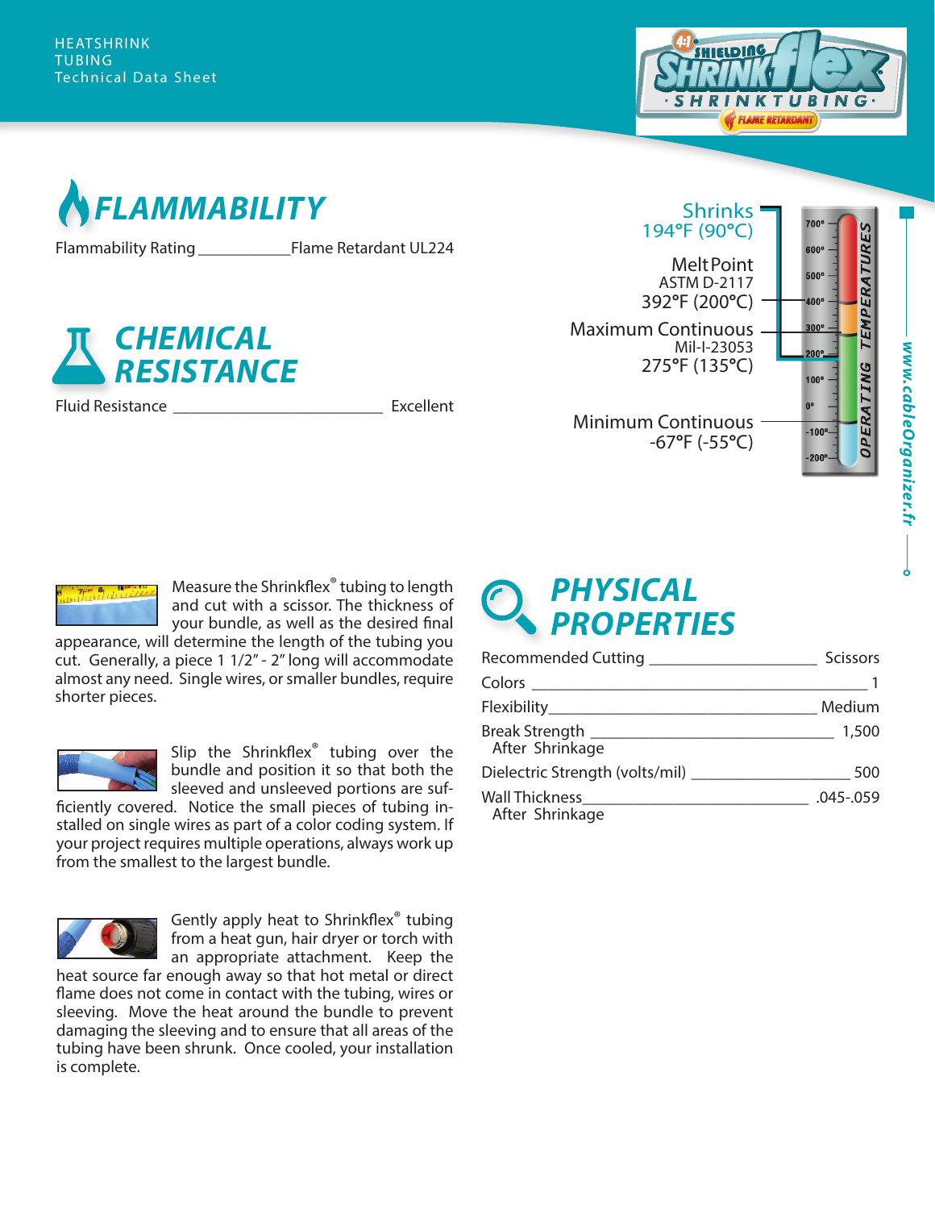HEATSHRINK TUBING
Technical Data Sheet

## FLAMMABILITY

Flammability Rating ___________Flame Retardant UL224

## CHEMICAL RESISTANCE

Fluid Resistance _________________________ Excellent

Shrinks
194°F (90°C)

Melt Point
ASTM D-2117
392°F (200°C)

Maximum Continuous
Mil-I-23053
275°F (135°C)

Minimum Continuous
-67°F (-55°C)

700°
600°
500°
400°
300°
200°
100°
0°
-100°
-200°

OPERATING TEMPERATURES

Measure the Shrinkflex® tubing to length and cut with a scissor. The thickness of your bundle, as well as the desired final appearance, will determine the length of the tubing you cut. Generally, a piece 1 1/2" - 2" long will accommodate almost any need. Single wires, or smaller bundles, require shorter pieces.

Slip the Shrinkflex® tubing over the bundle and position it so that both the sleeved and unsleeved portions are sufficiently covered. Notice the small pieces of tubing installed on single wires as part of a color coding system. If your project requires multiple operations, always work up from the smallest to the largest bundle.

Gently apply heat to Shrinkflex® tubing from a heat gun, hair dryer or torch with an appropriate attachment. Keep the heat source far enough away so that hot metal or direct flame does not come in contact with the tubing, wires or sleeving. Move the heat around the bundle to prevent damaging the sleeving and to ensure that all areas of the tubing have been shrunk. Once cooled, your installation is complete.

## PHYSICAL PROPERTIES

| | |
|---|---|
| Recommended Cutting | Scissors |
| Colors | 1 |
| Flexibility | Medium |
| Break Strength After Shrinkage | 1,500 |
| Dielectric Strength (volts/mil) | 500 |
| Wall Thickness After Shrinkage | .045-.059 |

www.cableOrganizer.fr